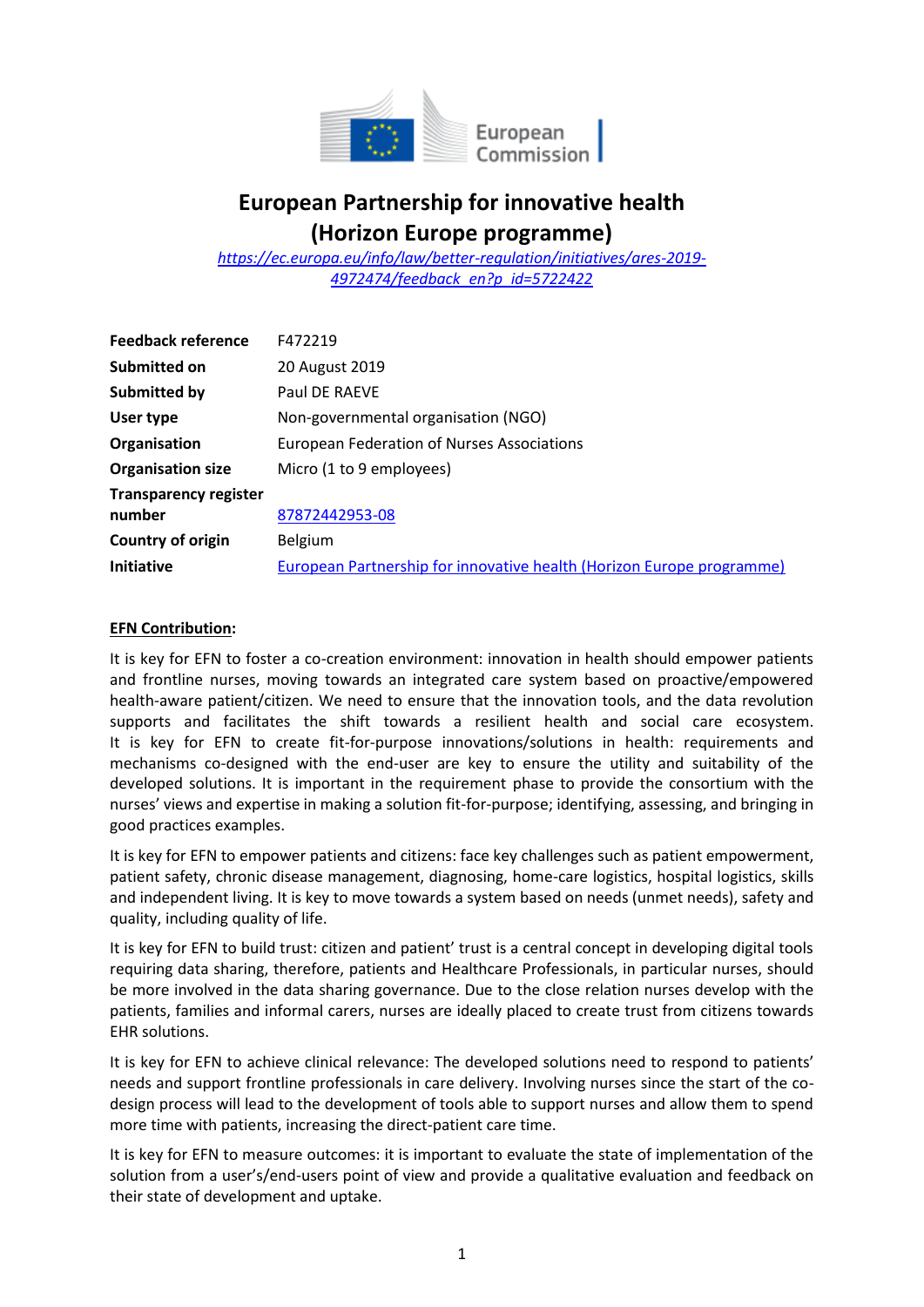# European Partnership for innovative health (Horizon Europe programme)

[https://ec.europa.eu/info/law/better-regulation/initiatives/ares-2019-4972474/feedback_en?p_id=5722422](https://ec.europa.eu/info/law/better-regulation/initiatives/ares-2019-4972474/feedback_en?p_id=5722422)

| | |
|---|---|
| **Feedback reference** | F472219 |
| **Submitted on** | 20 August 2019 |
| **Submitted by** | Paul DE RAEVE |
| **User type** | Non-governmental organisation (NGO) |
| **Organisation** | European Federation of Nurses Associations |
| **Organisation size** | Micro (1 to 9 employees) |
| **Transparency register number** | 87872442953-08 |
| **Country of origin** | Belgium |
| **Initiative** | European Partnership for innovative health (Horizon Europe programme) |

**EFN Contribution:**

It is key for EFN to foster a co-creation environment: innovation in health should empower patients and frontline nurses, moving towards an integrated care system based on proactive/empowered health-aware patient/citizen. We need to ensure that the innovation tools, and the data revolution supports and facilitates the shift towards a resilient health and social care ecosystem. It is key for EFN to create fit-for-purpose innovations/solutions in health: requirements and mechanisms co-designed with the end-user are key to ensure the utility and suitability of the developed solutions. It is important in the requirement phase to provide the consortium with the nurses' views and expertise in making a solution fit-for-purpose; identifying, assessing, and bringing in good practices examples.

It is key for EFN to empower patients and citizens: face key challenges such as patient empowerment, patient safety, chronic disease management, diagnosing, home-care logistics, hospital logistics, skills and independent living. It is key to move towards a system based on needs (unmet needs), safety and quality, including quality of life.

It is key for EFN to build trust: citizen and patient' trust is a central concept in developing digital tools requiring data sharing, therefore, patients and Healthcare Professionals, in particular nurses, should be more involved in the data sharing governance. Due to the close relation nurses develop with the patients, families and informal carers, nurses are ideally placed to create trust from citizens towards EHR solutions.

It is key for EFN to achieve clinical relevance: The developed solutions need to respond to patients' needs and support frontline professionals in care delivery. Involving nurses since the start of the co-design process will lead to the development of tools able to support nurses and allow them to spend more time with patients, increasing the direct-patient care time.

It is key for EFN to measure outcomes: it is important to evaluate the state of implementation of the solution from a user's/end-users point of view and provide a qualitative evaluation and feedback on their state of development and uptake.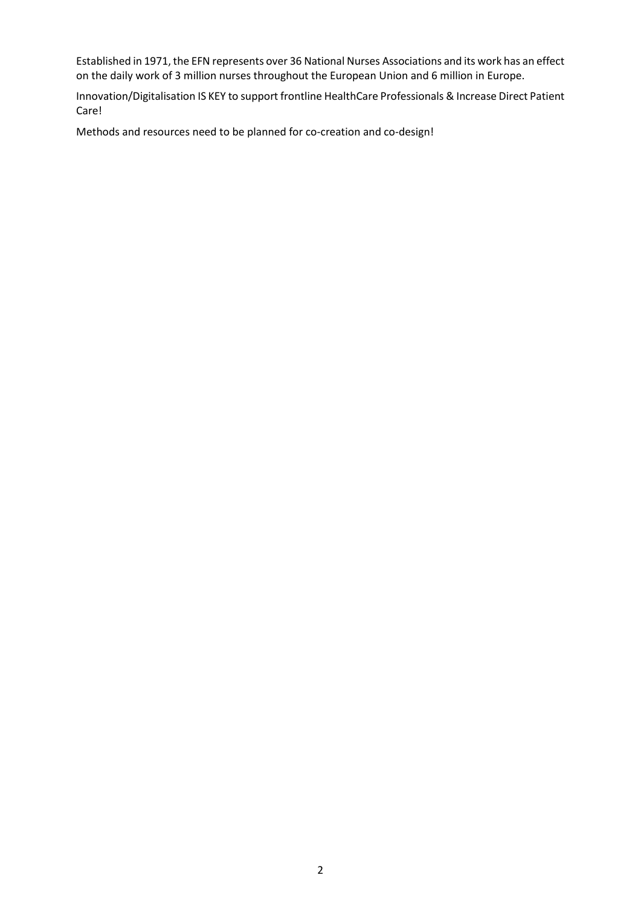Established in 1971, the EFN represents over 36 National Nurses Associations and its work has an effect on the daily work of 3 million nurses throughout the European Union and 6 million in Europe.

Innovation/Digitalisation IS KEY to support frontline HealthCare Professionals & Increase Direct Patient Care!

Methods and resources need to be planned for co-creation and co-design!